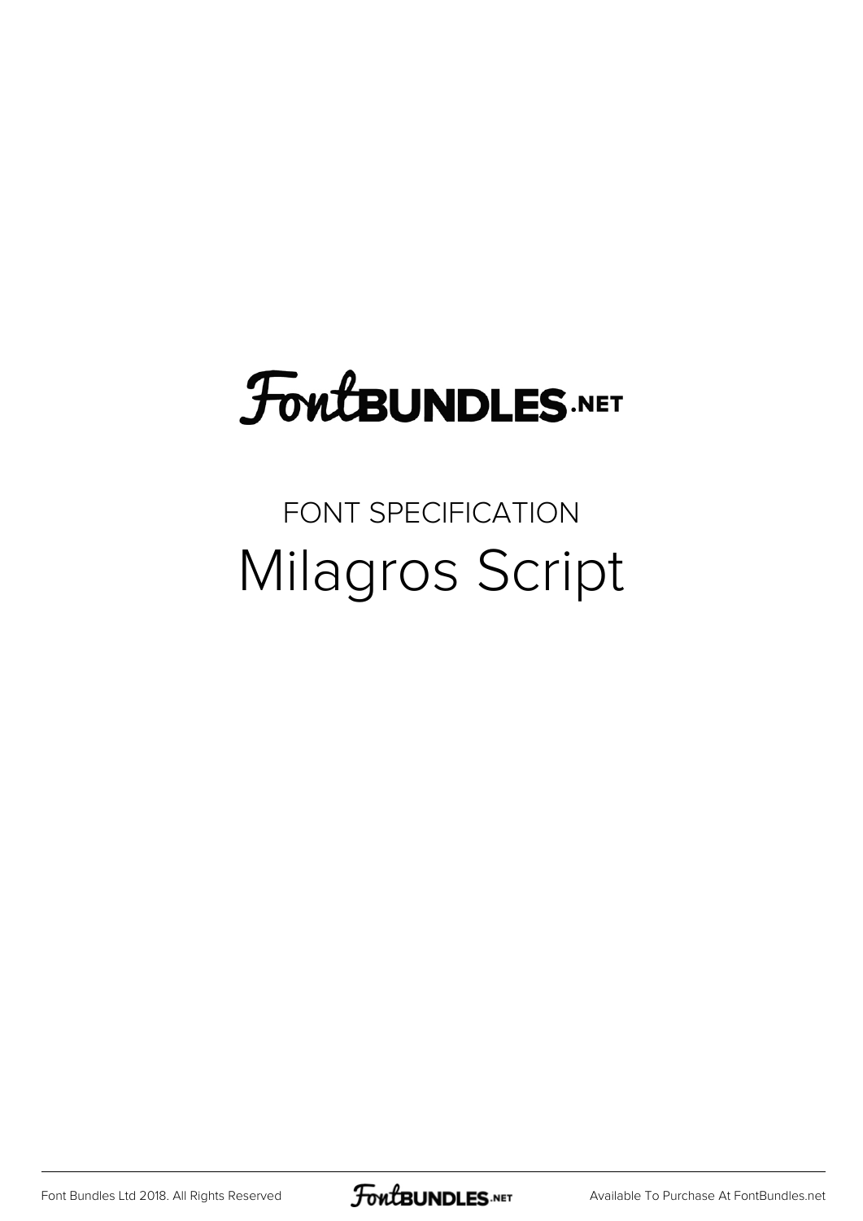# FontBUNDLES.NET

FONT SPECIFICATION

## Milagros Script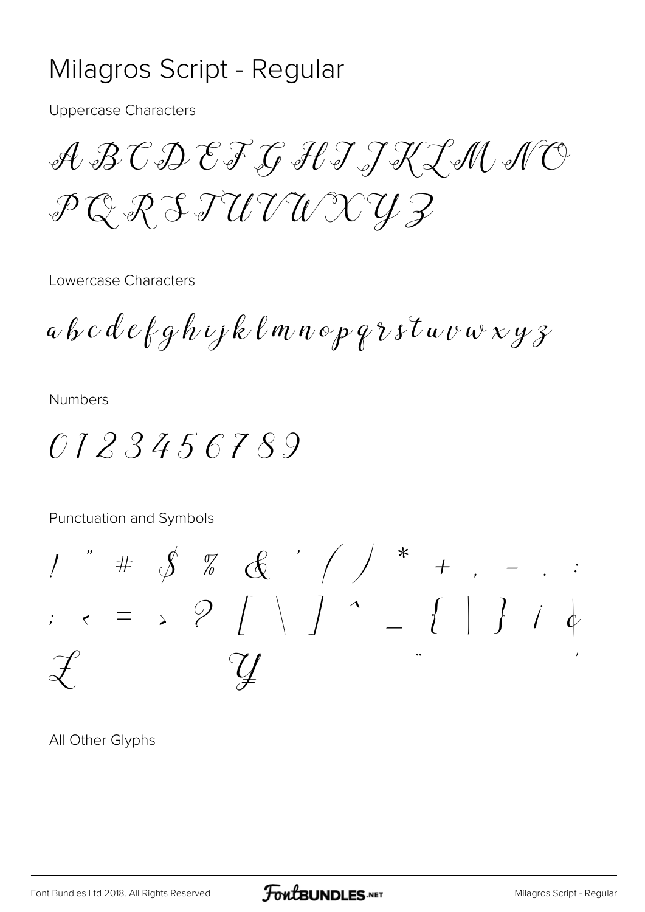# Milagros Script - Regular

Uppercase Characters

A B C D E F G H I J K L M N O
P Q R S T U V W X Y Z

Lowercase Characters

a b c d e f g h i j k l m n o p q r s t u v w x y z

Numbers

0 1 2 3 4 5 6 7 8 9

Punctuation and Symbols

! " # $ % & ' ( ) * + , - . :
; < = > ? [ \ ] ^ _ { | } ¡ ¢
£ ¥ ¨ ´

All Other Glyphs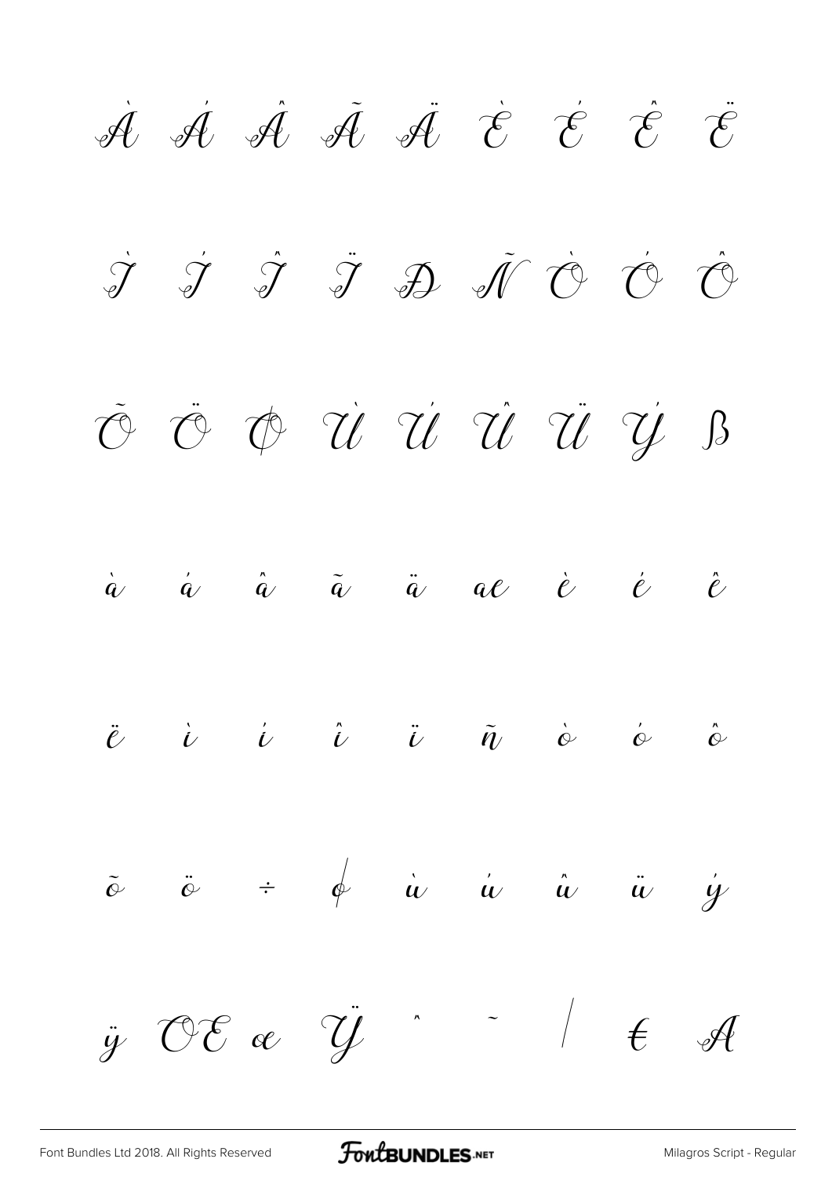À Á Â Ã Ä È É Ê Ë

Ì Í Î Ï Đ Ñ Ò Ó Ô

Õ Ö Ø Ù Ú Û Ü Ý ß

à á â ã ä æ è é ê

ë ì í î ï ñ ò ó ô

õ ö ÷ ø ù ú û ü ý

ÿ Œ œ Ÿ ˆ ˜ / € A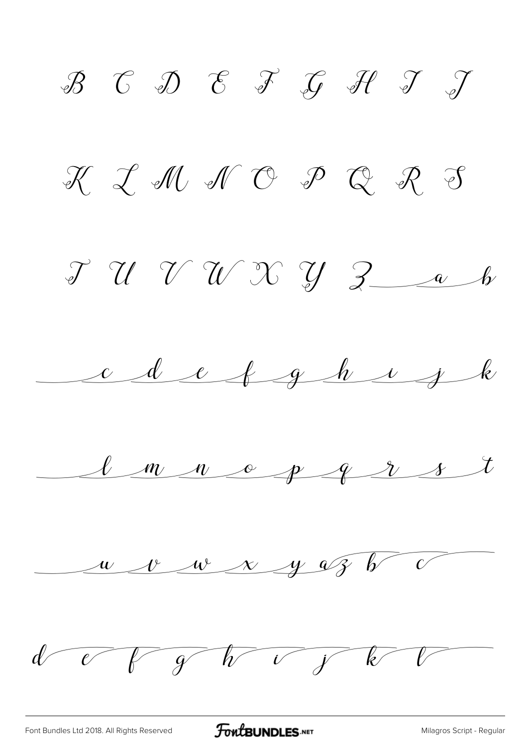B C D E F G H I J

K L M N O P Q R S

T U V W X Y Z a b

c d e f g h i j k

l m n o p q r s t

u v w x y a z b c

d e f g h i j k l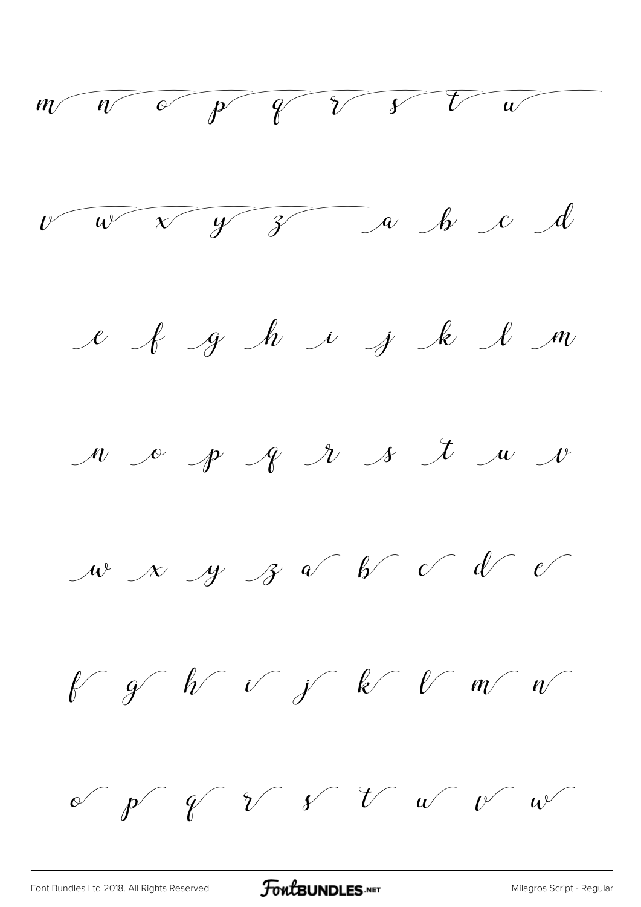m n o p q r s t u

v w x y z a b c d

e f g h i j k l m

n o p q r s t u v

w x y z a b c d e

f g h i j k l m n

o p q r s t u v w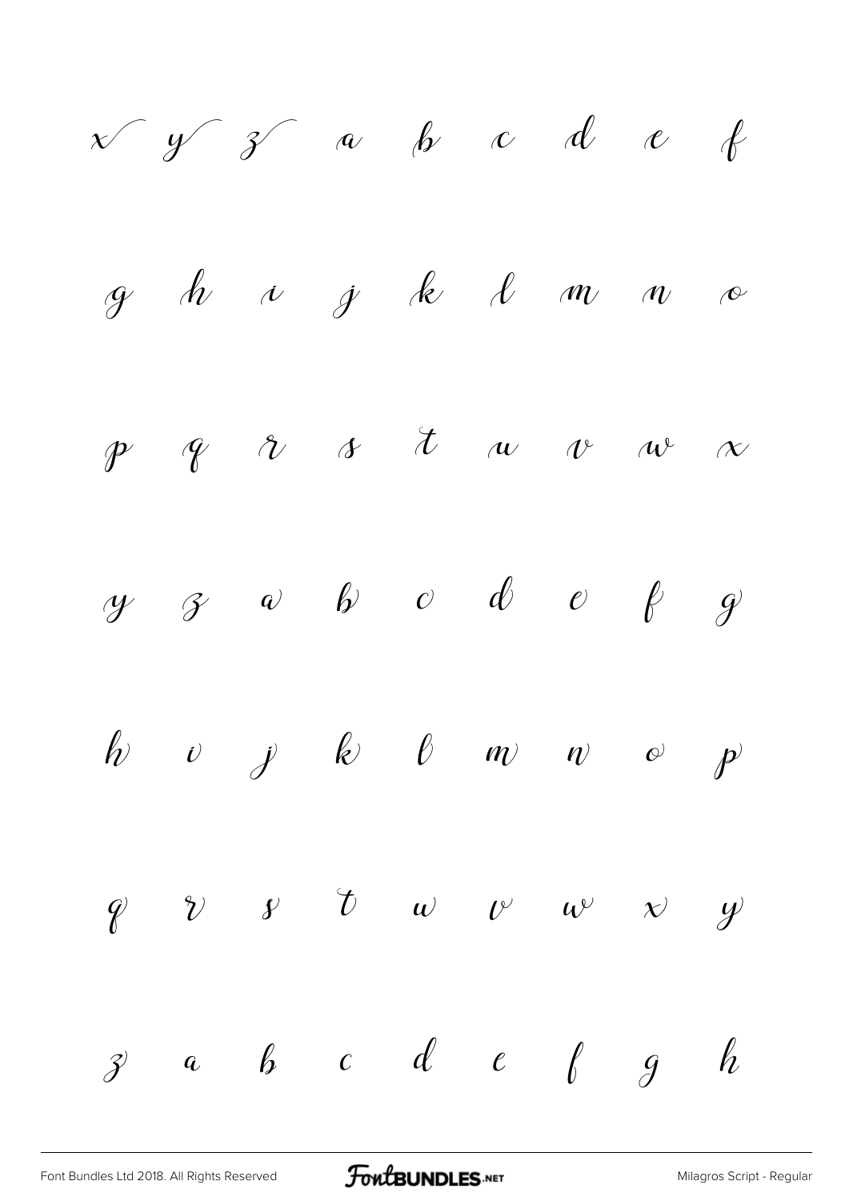x y z a b c d e f

g h i j k l m n o

p q r s t u v w x

y z a b c d e f g

h i j k l m n o p

q r s t u v w x y

z a b c d e f g h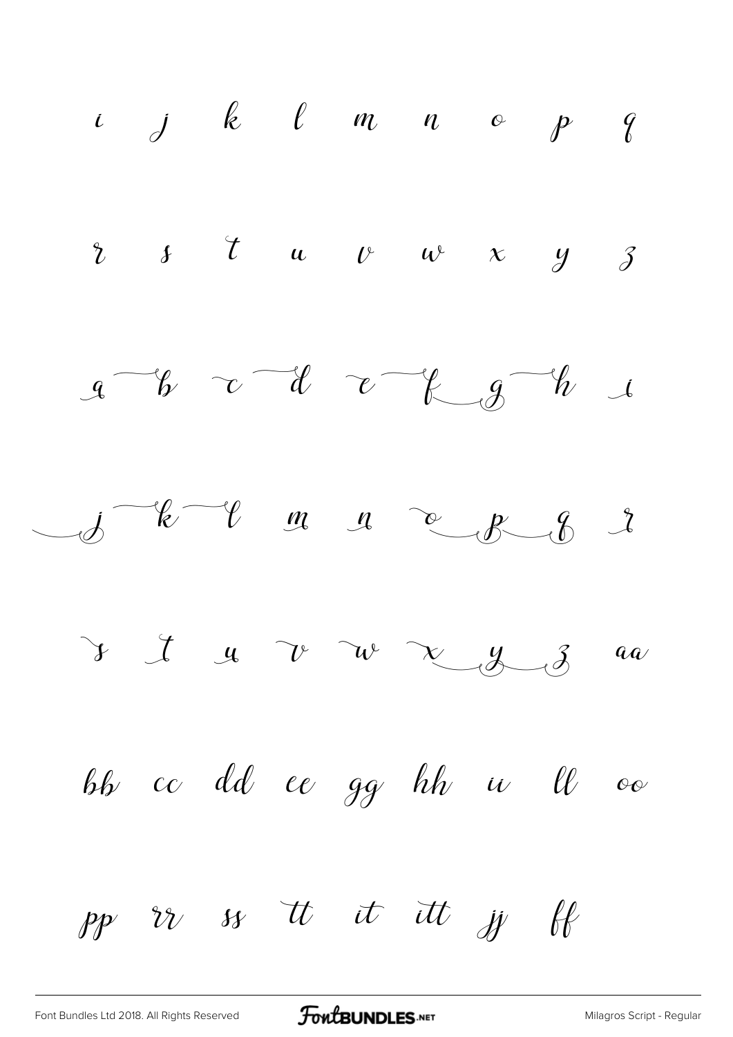i j k l m n o p q

r s t u v w x y z

a b c d e f g h i

j k l m n o p q r

s t u v w x y z aa

bb cc dd ee gg hh ii ll oo

pp rr ss tt it itt jj ff